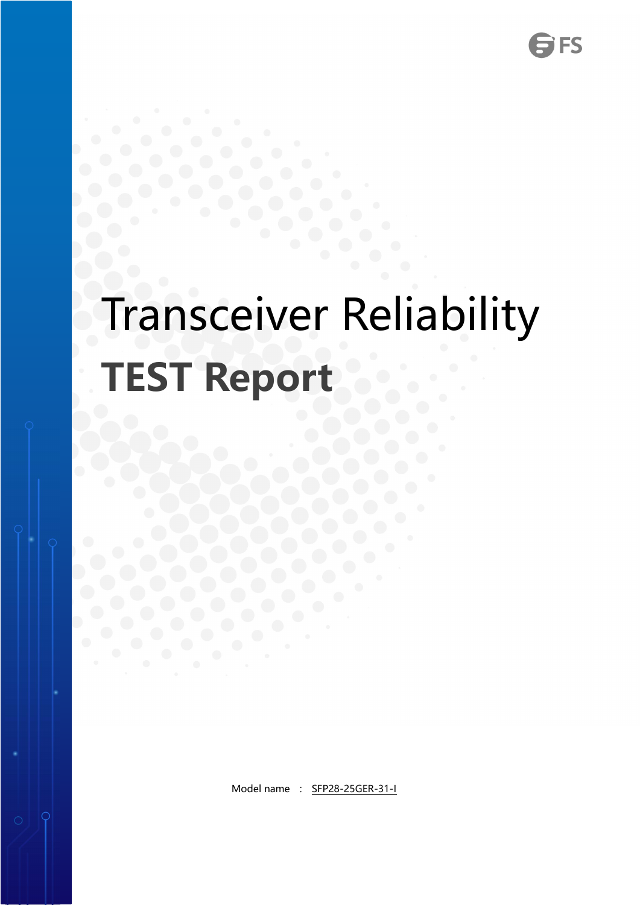# Transceiver Reliability

## TEST Report

Model name : SFP28-25GER-31-I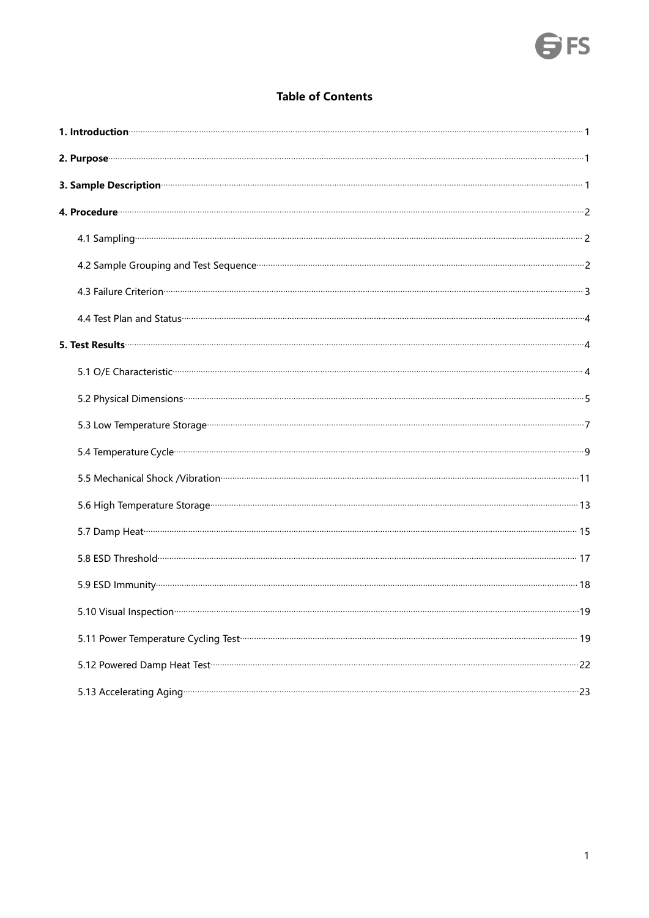# Table of Contents

**1. Introduction** ········· 1

**2. Purpose** ········· 1

**3. Sample Description** ········· 1

**4. Procedure** ········· 2

4.1 Sampling ········· 2

4.2 Sample Grouping and Test Sequence ········· 2

4.3 Failure Criterion ········· 3

4.4 Test Plan and Status ········· 4

**5. Test Results** ········· 4

5.1 O/E Characteristic ········· 4

5.2 Physical Dimensions ········· 5

5.3 Low Temperature Storage ········· 7

5.4 Temperature Cycle ········· 9

5.5 Mechanical Shock /Vibration ········· 11

5.6 High Temperature Storage ········· 13

5.7 Damp Heat ········· 15

5.8 ESD Threshold ········· 17

5.9 ESD Immunity ········· 18

5.10 Visual Inspection ········· 19

5.11 Power Temperature Cycling Test ········· 19

5.12 Powered Damp Heat Test ········· 22

5.13 Accelerating Aging ········· 23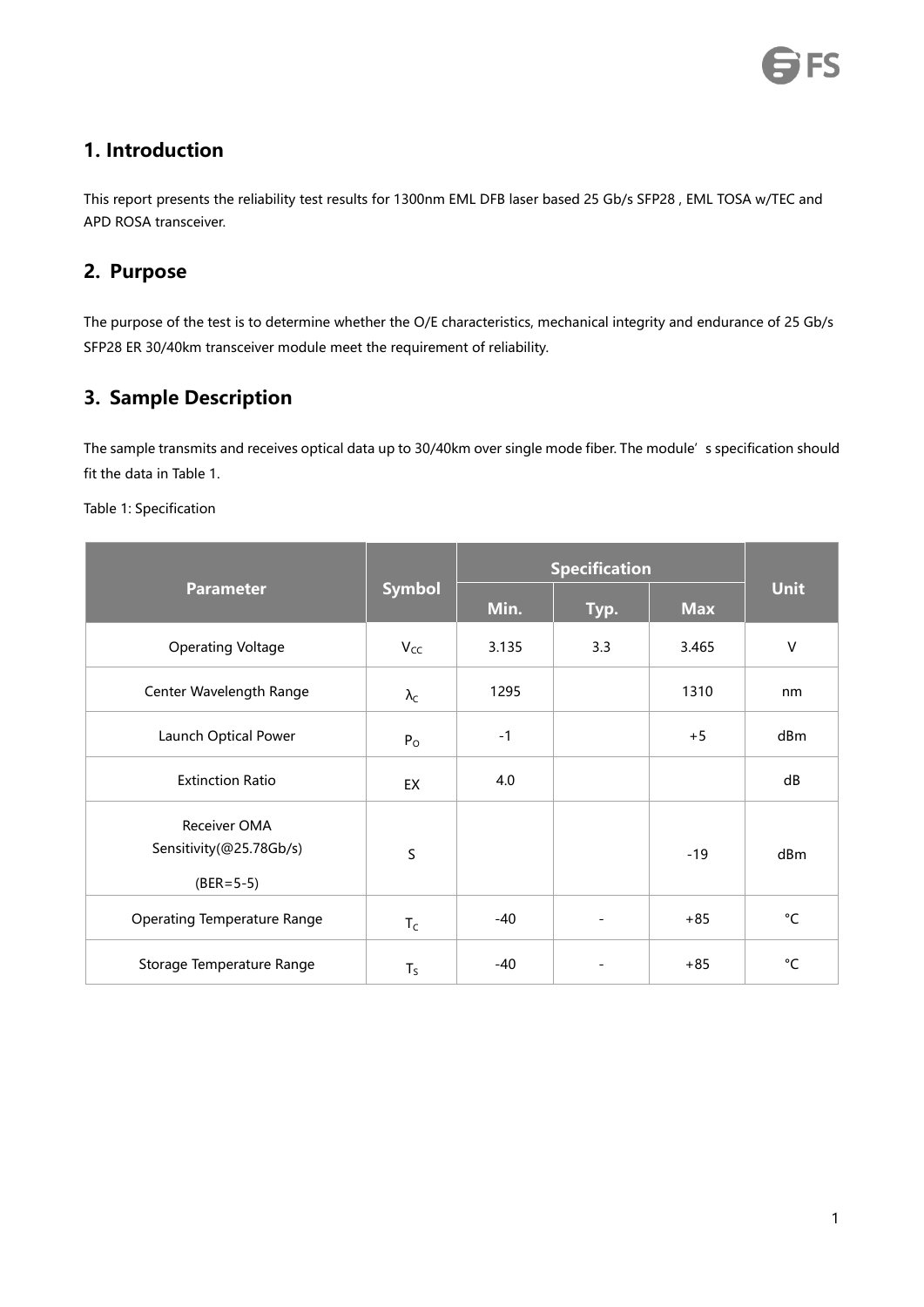## 1. Introduction

This report presents the reliability test results for 1300nm EML DFB laser based 25 Gb/s SFP28 , EML TOSA w/TEC and APD ROSA transceiver.

## 2. Purpose

The purpose of the test is to determine whether the O/E characteristics, mechanical integrity and endurance of 25 Gb/s SFP28 ER 30/40km transceiver module meet the requirement of reliability.

## 3. Sample Description

The sample transmits and receives optical data up to 30/40km over single mode fiber. The module's specification should fit the data in Table 1.

Table 1: Specification

| Parameter | Symbol | Specification | | | Unit |
|---|---|---|---|---|---|
| | | Min. | Typ. | Max | |
| Operating Voltage | $V_{CC}$ | 3.135 | 3.3 | 3.465 | V |
| Center Wavelength Range | $\lambda_C$ | 1295 | | 1310 | nm |
| Launch Optical Power | $P_O$ | -1 | | +5 | dBm |
| Extinction Ratio | EX | 4.0 | | | dB |
| Receiver OMA Sensitivity(@25.78Gb/s) (BER=5-5) | S | | | -19 | dBm |
| Operating Temperature Range | $T_C$ | -40 | - | +85 | °C |
| Storage Temperature Range | $T_S$ | -40 | - | +85 | °C |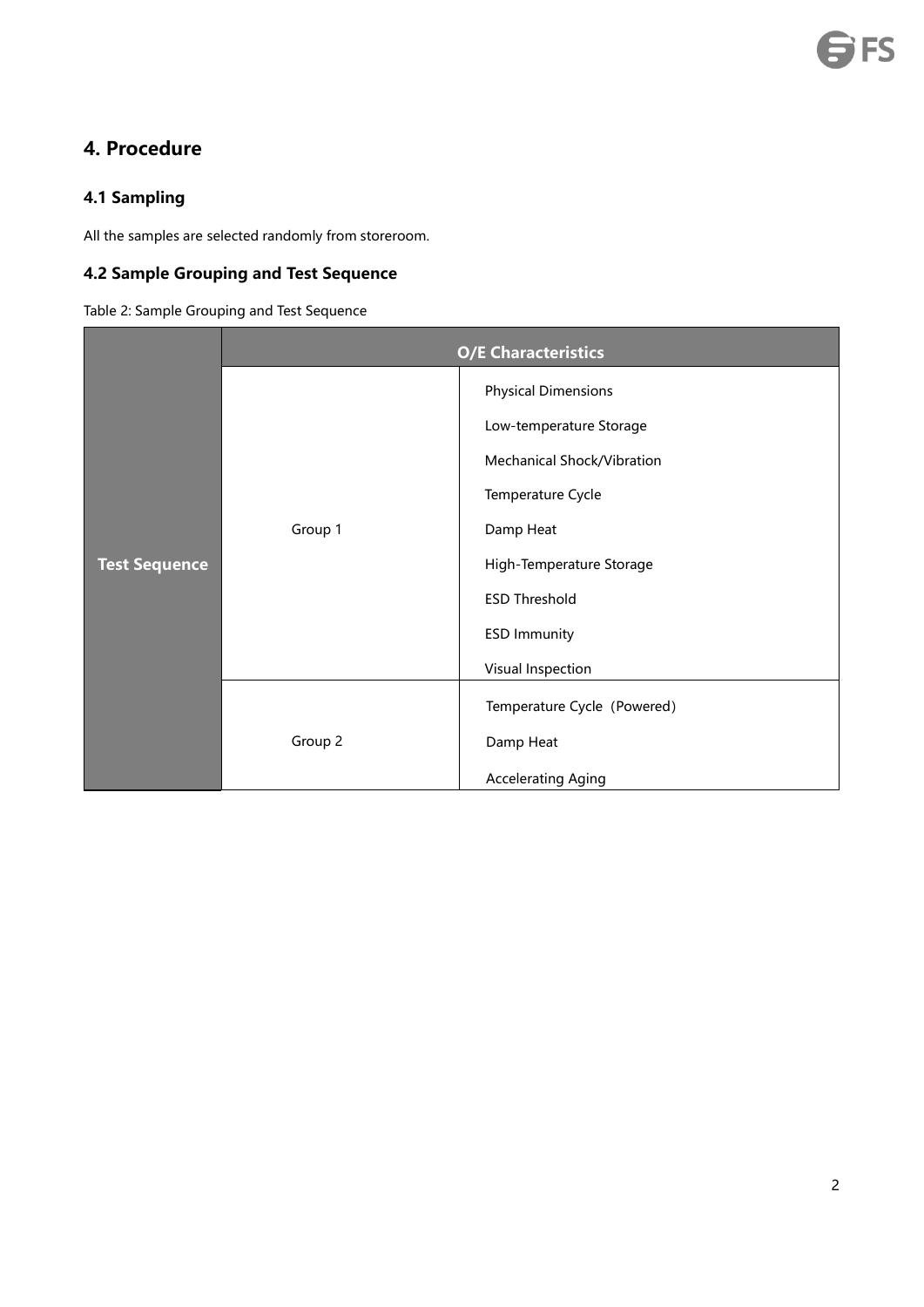## 4. Procedure

### 4.1 Sampling

All the samples are selected randomly from storeroom.

### 4.2 Sample Grouping and Test Sequence

Table 2: Sample Grouping and Test Sequence

| Test Sequence | O/E Characteristics | |
|---|---|---|
| | Group 1 | Physical Dimensions<br>Low-temperature Storage<br>Mechanical Shock/Vibration<br>Temperature Cycle<br>Damp Heat<br>High-Temperature Storage<br>ESD Threshold<br>ESD Immunity<br>Visual Inspection |
| | Group 2 | Temperature Cycle（Powered）<br>Damp Heat<br>Accelerating Aging |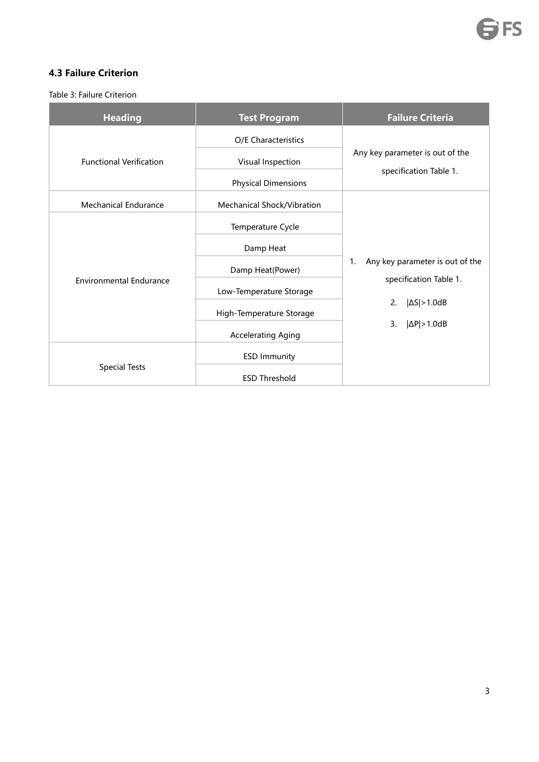### 4.3 Failure Criterion

Table 3: Failure Criterion

| Heading | Test Program | Failure Criteria |
|---|---|---|
| Functional Verification | O/E Characteristics | Any key parameter is out of the specification Table 1. |
| | Visual Inspection | |
| | Physical Dimensions | |
| Mechanical Endurance | Mechanical Shock/Vibration | 1. Any key parameter is out of the specification Table 1. 2. $\|\Delta S\|>1.0dB$ 3. $\|\Delta P\|>1.0dB$ |
| Environmental Endurance | Temperature Cycle | |
| | Damp Heat | |
| | Damp Heat(Power) | |
| | Low-Temperature Storage | |
| | High-Temperature Storage | |
| | Accelerating Aging | |
| Special Tests | ESD Immunity | |
| | ESD Threshold | |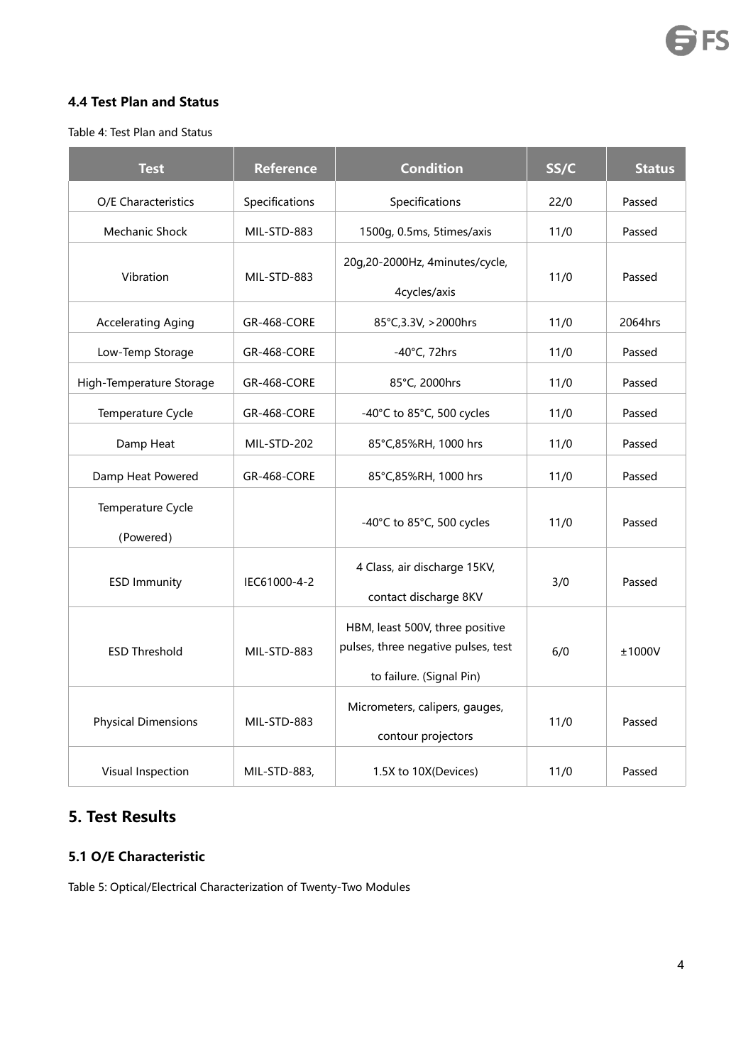### 4.4 Test Plan and Status

Table 4: Test Plan and Status

| Test | Reference | Condition | SS/C | Status |
|---|---|---|---|---|
| O/E Characteristics | Specifications | Specifications | 22/0 | Passed |
| Mechanic Shock | MIL-STD-883 | 1500g, 0.5ms, 5times/axis | 11/0 | Passed |
| Vibration | MIL-STD-883 | 20g,20-2000Hz, 4minutes/cycle, 4cycles/axis | 11/0 | Passed |
| Accelerating Aging | GR-468-CORE | 85°C,3.3V, >2000hrs | 11/0 | 2064hrs |
| Low-Temp Storage | GR-468-CORE | -40°C, 72hrs | 11/0 | Passed |
| High-Temperature Storage | GR-468-CORE | 85°C, 2000hrs | 11/0 | Passed |
| Temperature Cycle | GR-468-CORE | -40°C to 85°C, 500 cycles | 11/0 | Passed |
| Damp Heat | MIL-STD-202 | 85°C,85%RH, 1000 hrs | 11/0 | Passed |
| Damp Heat Powered | GR-468-CORE | 85°C,85%RH, 1000 hrs | 11/0 | Passed |
| Temperature Cycle (Powered) | | -40°C to 85°C, 500 cycles | 11/0 | Passed |
| ESD Immunity | IEC61000-4-2 | 4 Class, air discharge 15KV, contact discharge 8KV | 3/0 | Passed |
| ESD Threshold | MIL-STD-883 | HBM, least 500V, three positive pulses, three negative pulses, test to failure. (Signal Pin) | 6/0 | ±1000V |
| Physical Dimensions | MIL-STD-883 | Micrometers, calipers, gauges, contour projectors | 11/0 | Passed |
| Visual Inspection | MIL-STD-883, | 1.5X to 10X(Devices) | 11/0 | Passed |

## 5. Test Results

### 5.1 O/E Characteristic

Table 5: Optical/Electrical Characterization of Twenty-Two Modules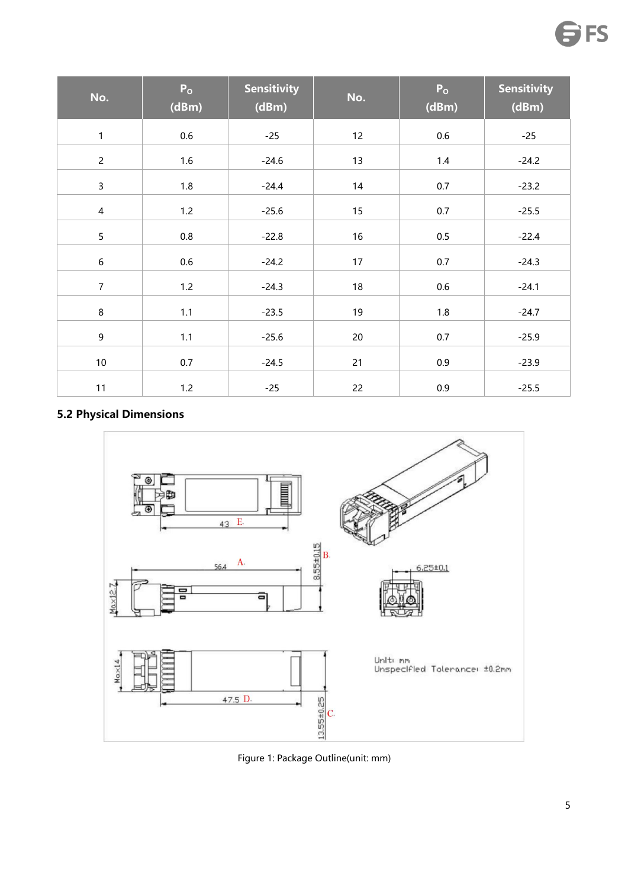| No. | $P_O$ (dBm) | Sensitivity (dBm) | No. | $P_O$ (dBm) | Sensitivity (dBm) |
|---|---|---|---|---|---|
| 1 | 0.6 | -25 | 12 | 0.6 | -25 |
| 2 | 1.6 | -24.6 | 13 | 1.4 | -24.2 |
| 3 | 1.8 | -24.4 | 14 | 0.7 | -23.2 |
| 4 | 1.2 | -25.6 | 15 | 0.7 | -25.5 |
| 5 | 0.8 | -22.8 | 16 | 0.5 | -22.4 |
| 6 | 0.6 | -24.2 | 17 | 0.7 | -24.3 |
| 7 | 1.2 | -24.3 | 18 | 0.6 | -24.1 |
| 8 | 1.1 | -23.5 | 19 | 1.8 | -24.7 |
| 9 | 1.1 | -25.6 | 20 | 0.7 | -25.9 |
| 10 | 0.7 | -24.5 | 21 | 0.9 | -23.9 |
| 11 | 1.2 | -25 | 22 | 0.9 | -25.5 |

### 5.2 Physical Dimensions

Figure 1: Package Outline(unit: mm)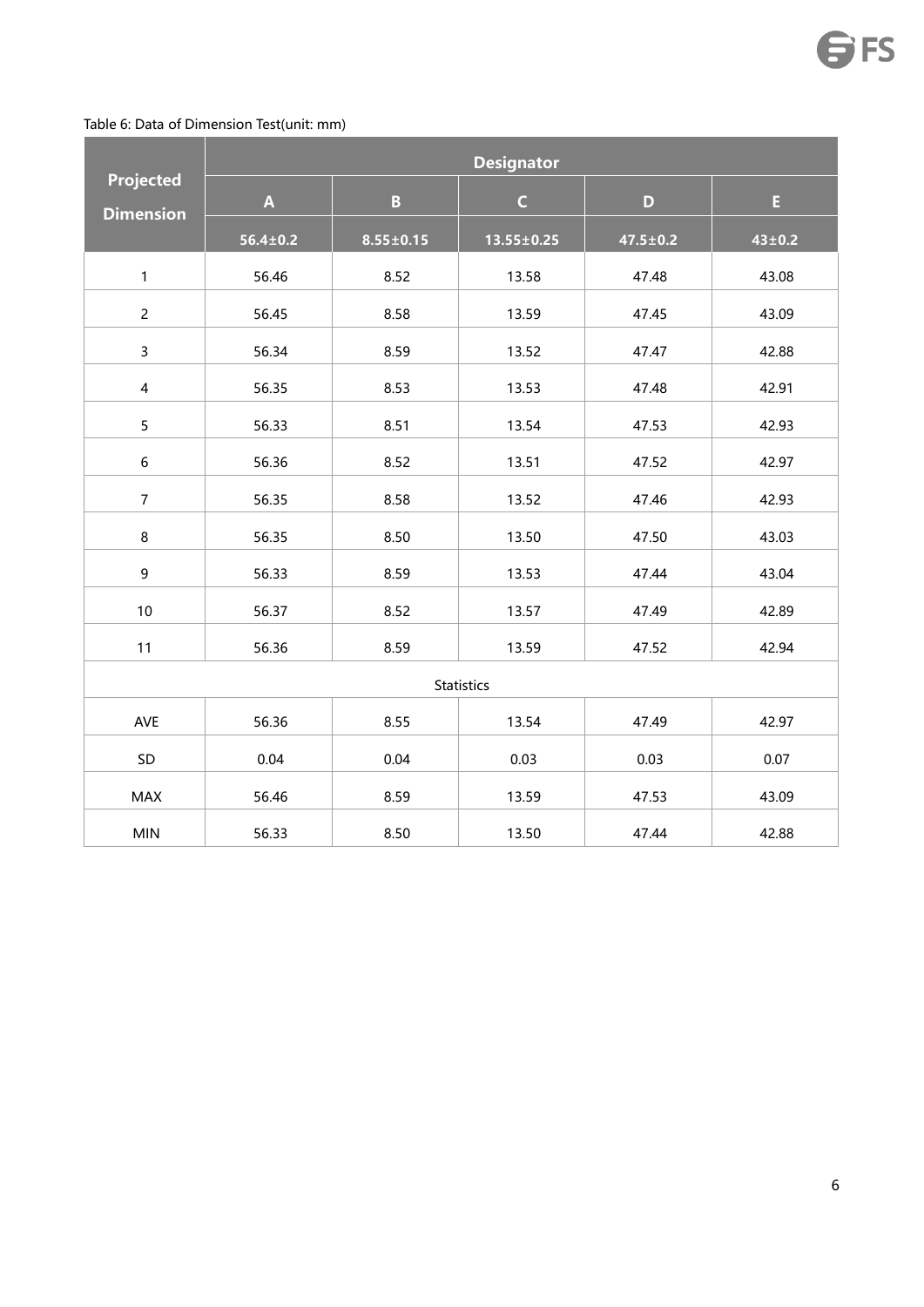Table 6: Data of Dimension Test(unit: mm)

| Projected Dimension | Designator | | | | |
|---|---|---|---|---|---|
| | A | B | C | D | E |
| | 56.4±0.2 | 8.55±0.15 | 13.55±0.25 | 47.5±0.2 | 43±0.2 |
| 1 | 56.46 | 8.52 | 13.58 | 47.48 | 43.08 |
| 2 | 56.45 | 8.58 | 13.59 | 47.45 | 43.09 |
| 3 | 56.34 | 8.59 | 13.52 | 47.47 | 42.88 |
| 4 | 56.35 | 8.53 | 13.53 | 47.48 | 42.91 |
| 5 | 56.33 | 8.51 | 13.54 | 47.53 | 42.93 |
| 6 | 56.36 | 8.52 | 13.51 | 47.52 | 42.97 |
| 7 | 56.35 | 8.58 | 13.52 | 47.46 | 42.93 |
| 8 | 56.35 | 8.50 | 13.50 | 47.50 | 43.03 |
| 9 | 56.33 | 8.59 | 13.53 | 47.44 | 43.04 |
| 10 | 56.37 | 8.52 | 13.57 | 47.49 | 42.89 |
| 11 | 56.36 | 8.59 | 13.59 | 47.52 | 42.94 |
| Statistics | | | | | |
| AVE | 56.36 | 8.55 | 13.54 | 47.49 | 42.97 |
| SD | 0.04 | 0.04 | 0.03 | 0.03 | 0.07 |
| MAX | 56.46 | 8.59 | 13.59 | 47.53 | 43.09 |
| MIN | 56.33 | 8.50 | 13.50 | 47.44 | 42.88 |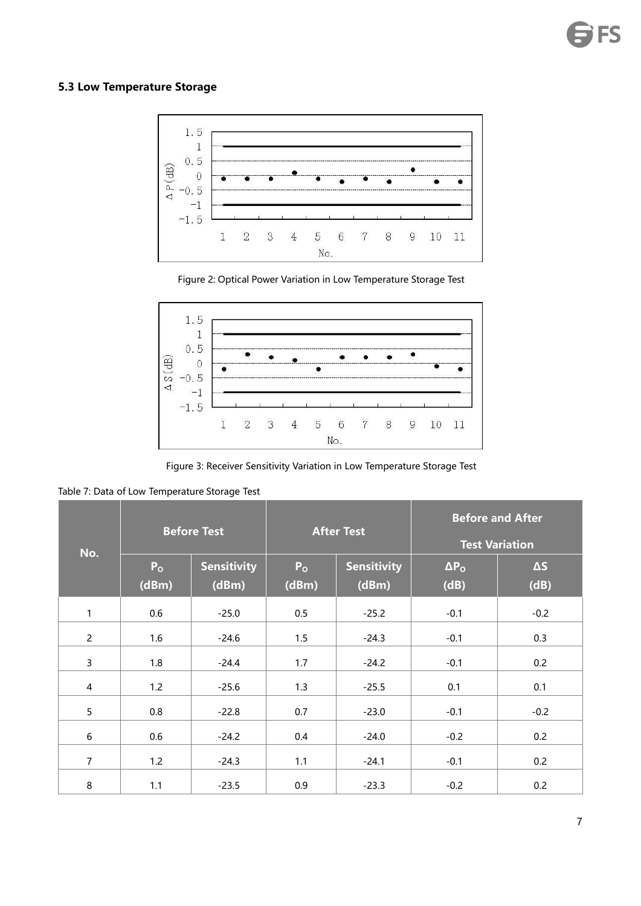### 5.3 Low Temperature Storage

Figure 2: Optical Power Variation in Low Temperature Storage Test

Figure 3: Receiver Sensitivity Variation in Low Temperature Storage Test

Table 7: Data of Low Temperature Storage Test

| No. | Before Test | | After Test | | Before and After Test Variation | |
|---|---|---|---|---|---|---|
| | $P_O$ (dBm) | Sensitivity (dBm) | $P_O$ (dBm) | Sensitivity (dBm) | $\Delta P_O$ (dB) | $\Delta S$ (dB) |
| 1 | 0.6 | -25.0 | 0.5 | -25.2 | -0.1 | -0.2 |
| 2 | 1.6 | -24.6 | 1.5 | -24.3 | -0.1 | 0.3 |
| 3 | 1.8 | -24.4 | 1.7 | -24.2 | -0.1 | 0.2 |
| 4 | 1.2 | -25.6 | 1.3 | -25.5 | 0.1 | 0.1 |
| 5 | 0.8 | -22.8 | 0.7 | -23.0 | -0.1 | -0.2 |
| 6 | 0.6 | -24.2 | 0.4 | -24.0 | -0.2 | 0.2 |
| 7 | 1.2 | -24.3 | 1.1 | -24.1 | -0.1 | 0.2 |
| 8 | 1.1 | -23.5 | 0.9 | -23.3 | -0.2 | 0.2 |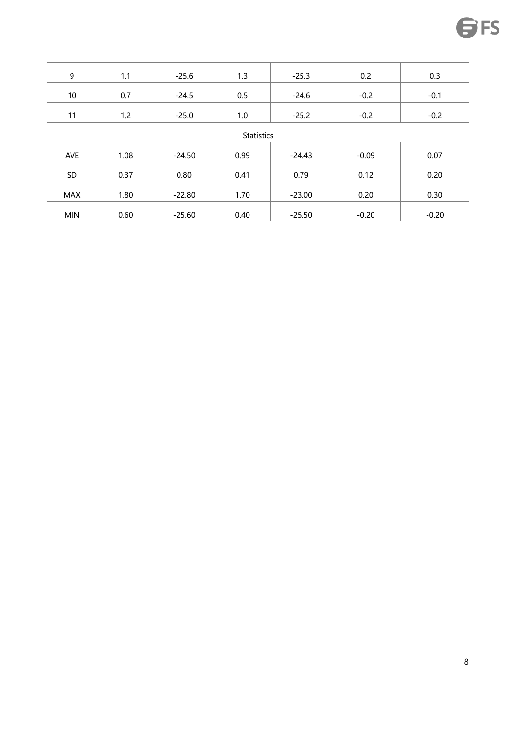| | | | | | | |
|---|---|---|---|---|---|---|
| 9 | 1.1 | -25.6 | 1.3 | -25.3 | 0.2 | 0.3 |
| 10 | 0.7 | -24.5 | 0.5 | -24.6 | -0.2 | -0.1 |
| 11 | 1.2 | -25.0 | 1.0 | -25.2 | -0.2 | -0.2 |
| Statistics | | | | | | |
| AVE | 1.08 | -24.50 | 0.99 | -24.43 | -0.09 | 0.07 |
| SD | 0.37 | 0.80 | 0.41 | 0.79 | 0.12 | 0.20 |
| MAX | 1.80 | -22.80 | 1.70 | -23.00 | 0.20 | 0.30 |
| MIN | 0.60 | -25.60 | 0.40 | -25.50 | -0.20 | -0.20 |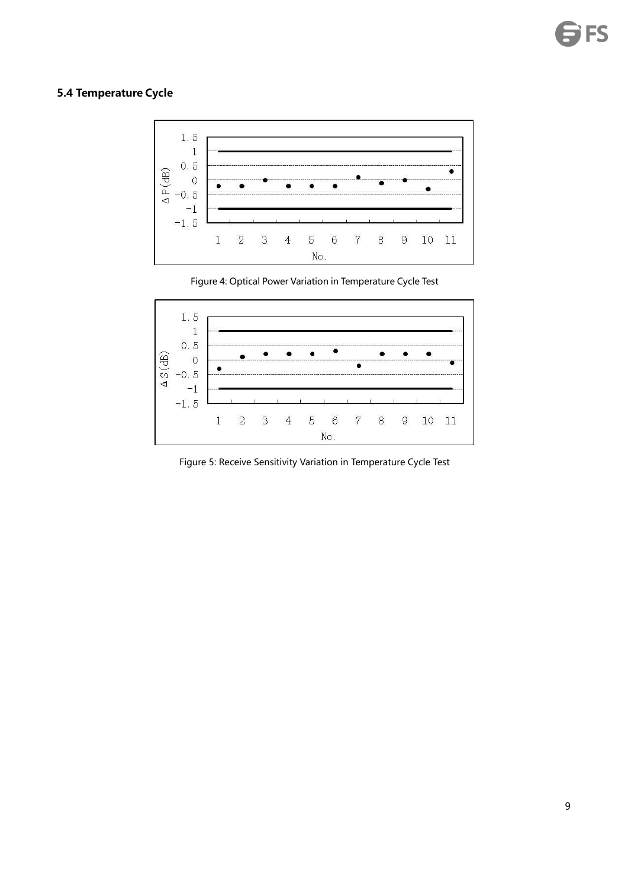### 5.4 Temperature Cycle

Figure 4: Optical Power Variation in Temperature Cycle Test

Figure 5: Receive Sensitivity Variation in Temperature Cycle Test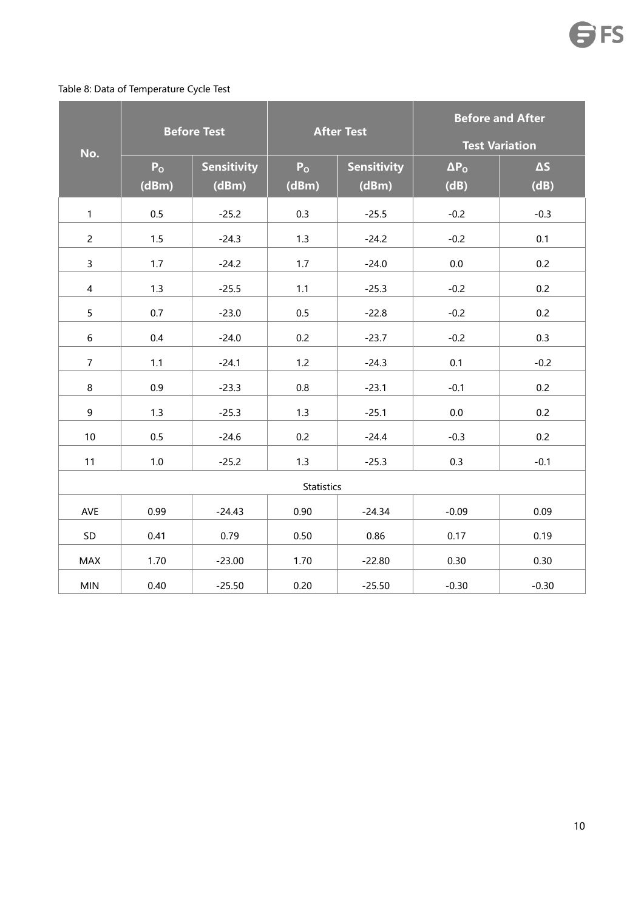Table 8: Data of Temperature Cycle Test

| No. | Before Test | | After Test | | Before and After Test Variation | |
|---|---|---|---|---|---|---|
| | $P_O$ (dBm) | Sensitivity (dBm) | $P_O$ (dBm) | Sensitivity (dBm) | $\Delta P_O$ (dB) | $\Delta S$ (dB) |
| 1 | 0.5 | -25.2 | 0.3 | -25.5 | -0.2 | -0.3 |
| 2 | 1.5 | -24.3 | 1.3 | -24.2 | -0.2 | 0.1 |
| 3 | 1.7 | -24.2 | 1.7 | -24.0 | 0.0 | 0.2 |
| 4 | 1.3 | -25.5 | 1.1 | -25.3 | -0.2 | 0.2 |
| 5 | 0.7 | -23.0 | 0.5 | -22.8 | -0.2 | 0.2 |
| 6 | 0.4 | -24.0 | 0.2 | -23.7 | -0.2 | 0.3 |
| 7 | 1.1 | -24.1 | 1.2 | -24.3 | 0.1 | -0.2 |
| 8 | 0.9 | -23.3 | 0.8 | -23.1 | -0.1 | 0.2 |
| 9 | 1.3 | -25.3 | 1.3 | -25.1 | 0.0 | 0.2 |
| 10 | 0.5 | -24.6 | 0.2 | -24.4 | -0.3 | 0.2 |
| 11 | 1.0 | -25.2 | 1.3 | -25.3 | 0.3 | -0.1 |
| Statistics | | | | | | |
| AVE | 0.99 | -24.43 | 0.90 | -24.34 | -0.09 | 0.09 |
| SD | 0.41 | 0.79 | 0.50 | 0.86 | 0.17 | 0.19 |
| MAX | 1.70 | -23.00 | 1.70 | -22.80 | 0.30 | 0.30 |
| MIN | 0.40 | -25.50 | 0.20 | -25.50 | -0.30 | -0.30 |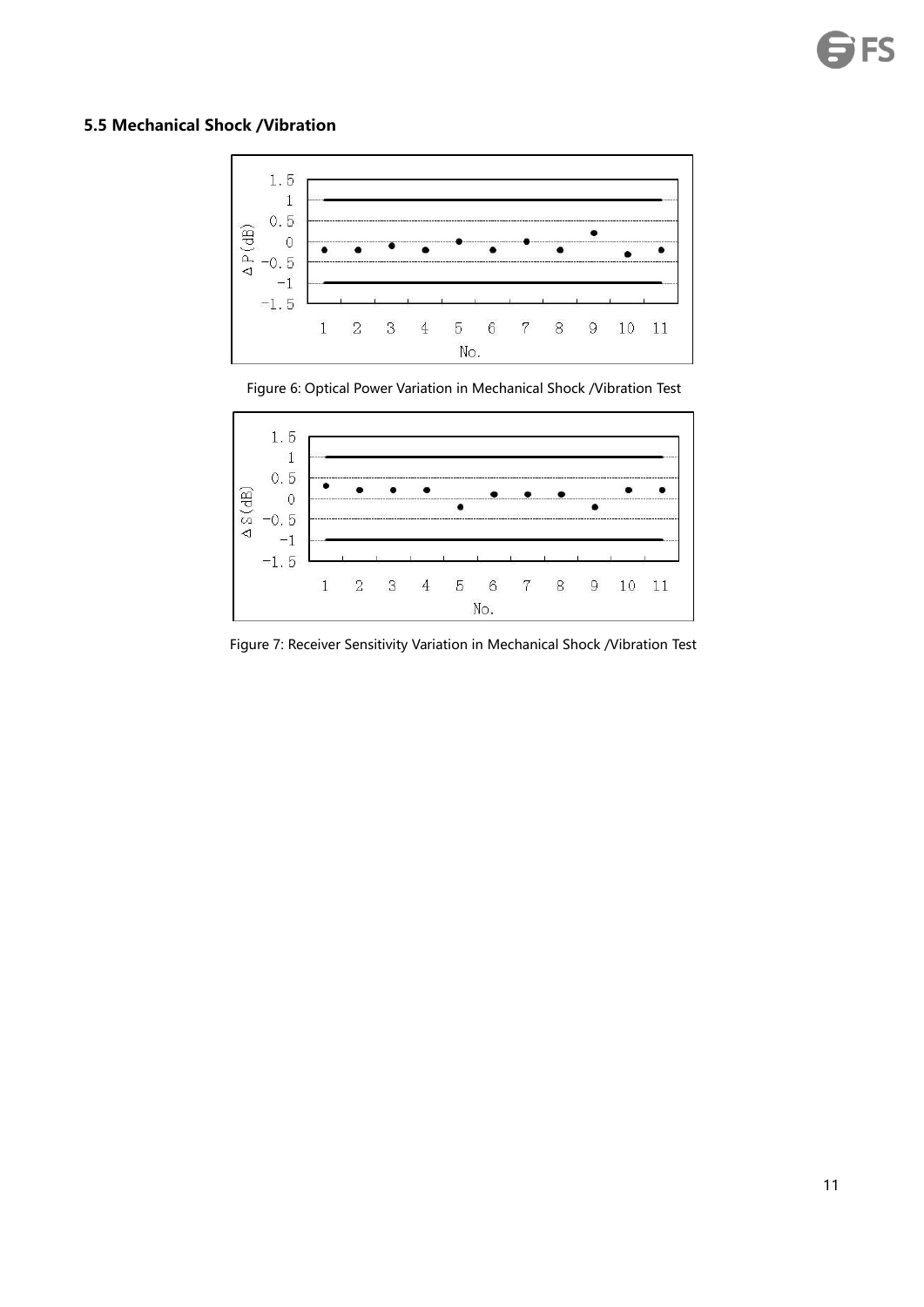### 5.5 Mechanical Shock /Vibration

Figure 6: Optical Power Variation in Mechanical Shock /Vibration Test

Figure 7: Receiver Sensitivity Variation in Mechanical Shock /Vibration Test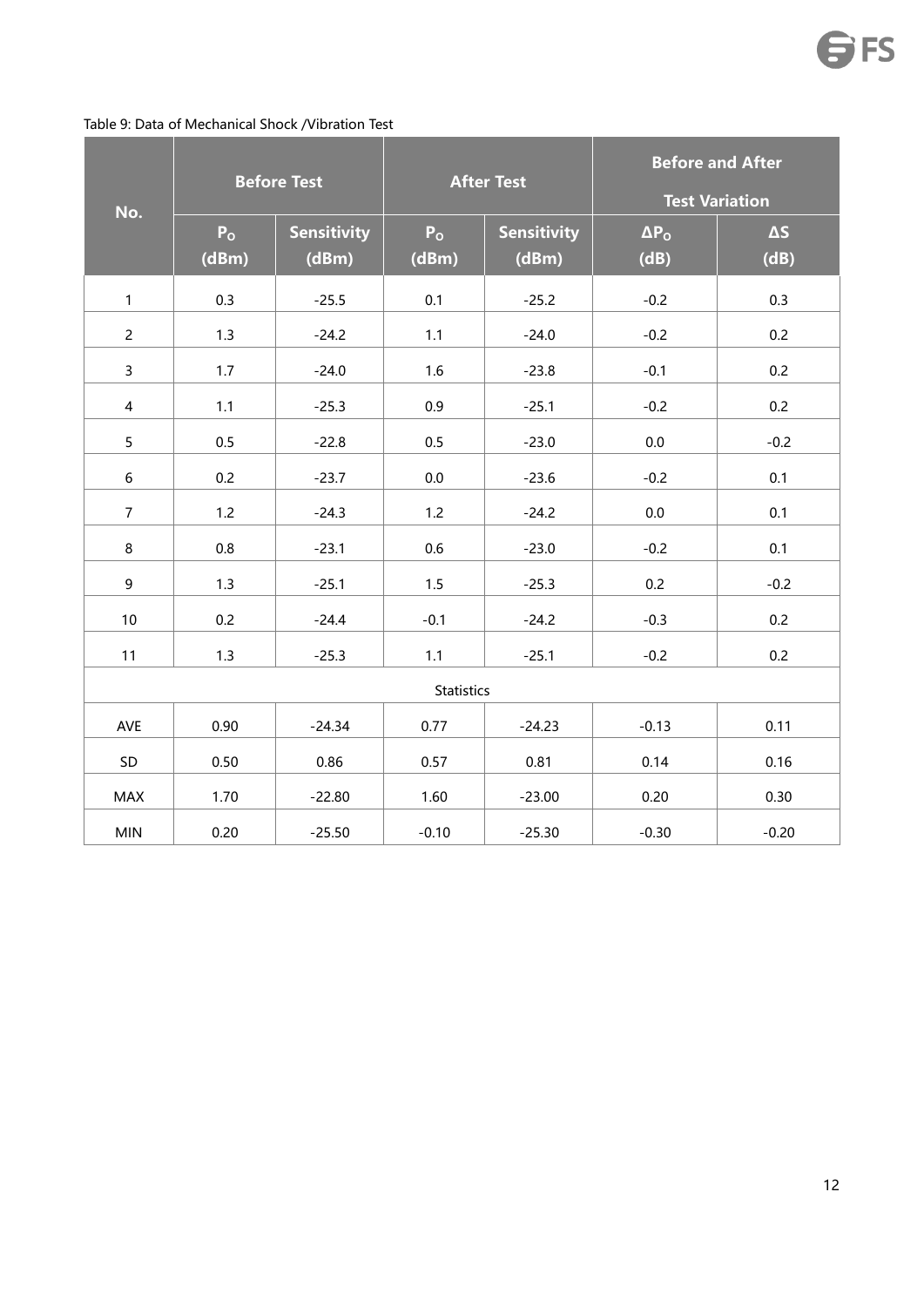Table 9: Data of Mechanical Shock /Vibration Test

| No. | Before Test | | After Test | | Before and After Test Variation | |
|---|---|---|---|---|---|---|
| | $P_O$ (dBm) | Sensitivity (dBm) | $P_O$ (dBm) | Sensitivity (dBm) | $\Delta P_O$ (dB) | $\Delta S$ (dB) |
| 1 | 0.3 | -25.5 | 0.1 | -25.2 | -0.2 | 0.3 |
| 2 | 1.3 | -24.2 | 1.1 | -24.0 | -0.2 | 0.2 |
| 3 | 1.7 | -24.0 | 1.6 | -23.8 | -0.1 | 0.2 |
| 4 | 1.1 | -25.3 | 0.9 | -25.1 | -0.2 | 0.2 |
| 5 | 0.5 | -22.8 | 0.5 | -23.0 | 0.0 | -0.2 |
| 6 | 0.2 | -23.7 | 0.0 | -23.6 | -0.2 | 0.1 |
| 7 | 1.2 | -24.3 | 1.2 | -24.2 | 0.0 | 0.1 |
| 8 | 0.8 | -23.1 | 0.6 | -23.0 | -0.2 | 0.1 |
| 9 | 1.3 | -25.1 | 1.5 | -25.3 | 0.2 | -0.2 |
| 10 | 0.2 | -24.4 | -0.1 | -24.2 | -0.3 | 0.2 |
| 11 | 1.3 | -25.3 | 1.1 | -25.1 | -0.2 | 0.2 |
| Statistics | | | | | | |
| AVE | 0.90 | -24.34 | 0.77 | -24.23 | -0.13 | 0.11 |
| SD | 0.50 | 0.86 | 0.57 | 0.81 | 0.14 | 0.16 |
| MAX | 1.70 | -22.80 | 1.60 | -23.00 | 0.20 | 0.30 |
| MIN | 0.20 | -25.50 | -0.10 | -25.30 | -0.30 | -0.20 |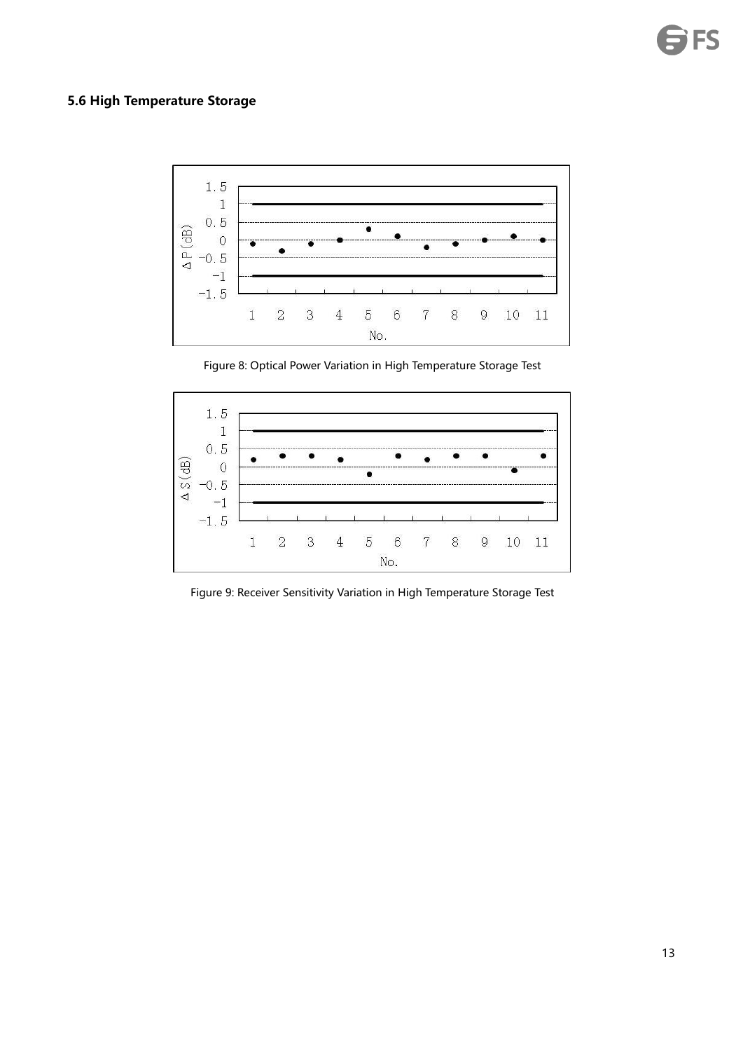### 5.6 High Temperature Storage

Figure 8: Optical Power Variation in High Temperature Storage Test

Figure 9: Receiver Sensitivity Variation in High Temperature Storage Test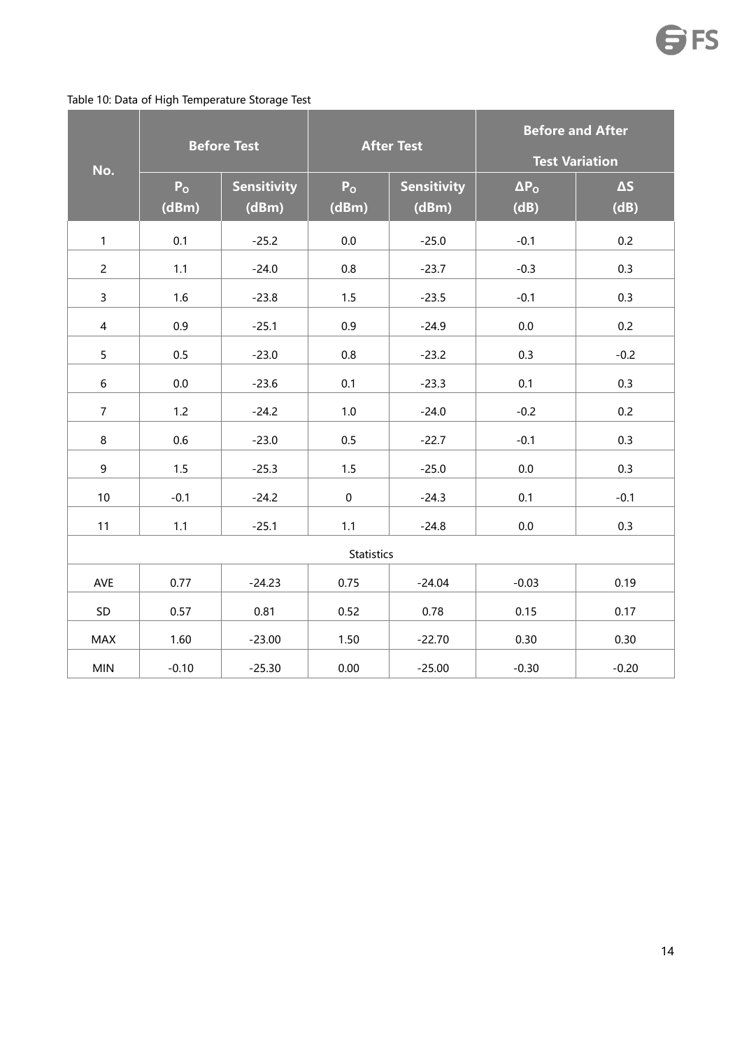Table 10: Data of High Temperature Storage Test

| No. | Before Test | | After Test | | Before and After Test Variation | |
|---|---|---|---|---|---|---|
| | $P_O$ (dBm) | Sensitivity (dBm) | $P_O$ (dBm) | Sensitivity (dBm) | $\Delta P_O$ (dB) | $\Delta S$ (dB) |
| 1 | 0.1 | -25.2 | 0.0 | -25.0 | -0.1 | 0.2 |
| 2 | 1.1 | -24.0 | 0.8 | -23.7 | -0.3 | 0.3 |
| 3 | 1.6 | -23.8 | 1.5 | -23.5 | -0.1 | 0.3 |
| 4 | 0.9 | -25.1 | 0.9 | -24.9 | 0.0 | 0.2 |
| 5 | 0.5 | -23.0 | 0.8 | -23.2 | 0.3 | -0.2 |
| 6 | 0.0 | -23.6 | 0.1 | -23.3 | 0.1 | 0.3 |
| 7 | 1.2 | -24.2 | 1.0 | -24.0 | -0.2 | 0.2 |
| 8 | 0.6 | -23.0 | 0.5 | -22.7 | -0.1 | 0.3 |
| 9 | 1.5 | -25.3 | 1.5 | -25.0 | 0.0 | 0.3 |
| 10 | -0.1 | -24.2 | 0 | -24.3 | 0.1 | -0.1 |
| 11 | 1.1 | -25.1 | 1.1 | -24.8 | 0.0 | 0.3 |
| Statistics | | | | | | |
| AVE | 0.77 | -24.23 | 0.75 | -24.04 | -0.03 | 0.19 |
| SD | 0.57 | 0.81 | 0.52 | 0.78 | 0.15 | 0.17 |
| MAX | 1.60 | -23.00 | 1.50 | -22.70 | 0.30 | 0.30 |
| MIN | -0.10 | -25.30 | 0.00 | -25.00 | -0.30 | -0.20 |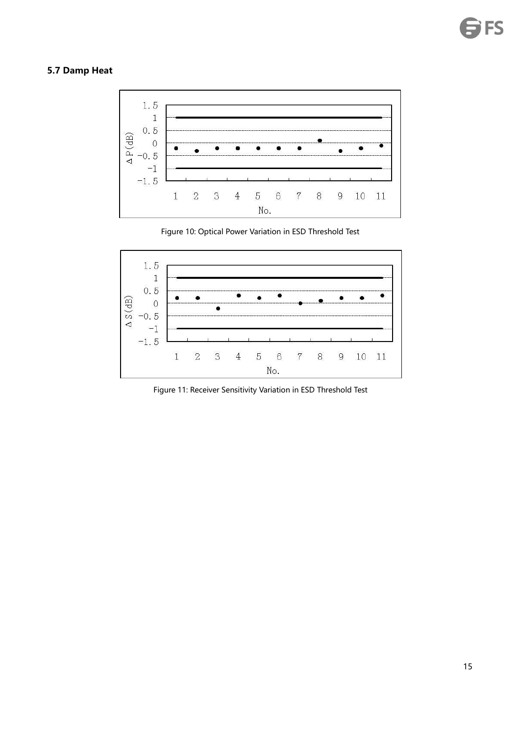### 5.7 Damp Heat

Figure 10: Optical Power Variation in ESD Threshold Test

Figure 11: Receiver Sensitivity Variation in ESD Threshold Test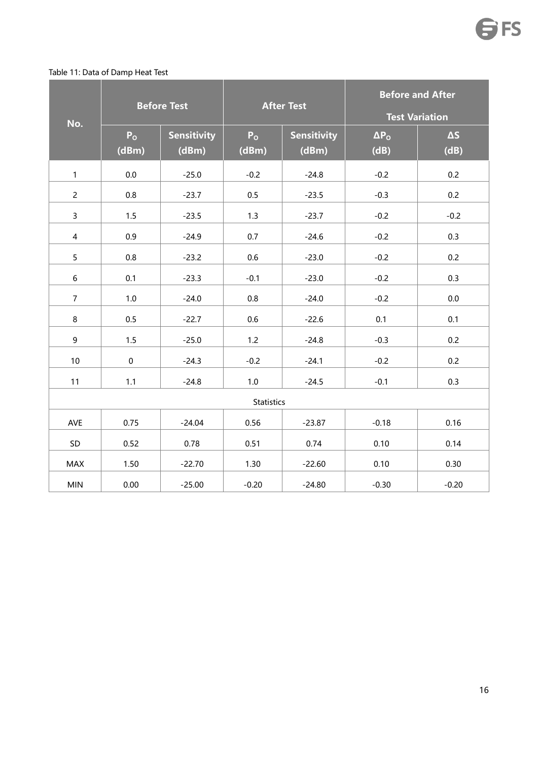Table 11: Data of Damp Heat Test

| No. | Before Test | | After Test | | Before and After Test Variation | |
|---|---|---|---|---|---|---|
| | $P_O$ (dBm) | Sensitivity (dBm) | $P_O$ (dBm) | Sensitivity (dBm) | $\Delta P_O$ (dB) | $\Delta S$ (dB) |
| 1 | 0.0 | -25.0 | -0.2 | -24.8 | -0.2 | 0.2 |
| 2 | 0.8 | -23.7 | 0.5 | -23.5 | -0.3 | 0.2 |
| 3 | 1.5 | -23.5 | 1.3 | -23.7 | -0.2 | -0.2 |
| 4 | 0.9 | -24.9 | 0.7 | -24.6 | -0.2 | 0.3 |
| 5 | 0.8 | -23.2 | 0.6 | -23.0 | -0.2 | 0.2 |
| 6 | 0.1 | -23.3 | -0.1 | -23.0 | -0.2 | 0.3 |
| 7 | 1.0 | -24.0 | 0.8 | -24.0 | -0.2 | 0.0 |
| 8 | 0.5 | -22.7 | 0.6 | -22.6 | 0.1 | 0.1 |
| 9 | 1.5 | -25.0 | 1.2 | -24.8 | -0.3 | 0.2 |
| 10 | 0 | -24.3 | -0.2 | -24.1 | -0.2 | 0.2 |
| 11 | 1.1 | -24.8 | 1.0 | -24.5 | -0.1 | 0.3 |
| Statistics | | | | | | |
| AVE | 0.75 | -24.04 | 0.56 | -23.87 | -0.18 | 0.16 |
| SD | 0.52 | 0.78 | 0.51 | 0.74 | 0.10 | 0.14 |
| MAX | 1.50 | -22.70 | 1.30 | -22.60 | 0.10 | 0.30 |
| MIN | 0.00 | -25.00 | -0.20 | -24.80 | -0.30 | -0.20 |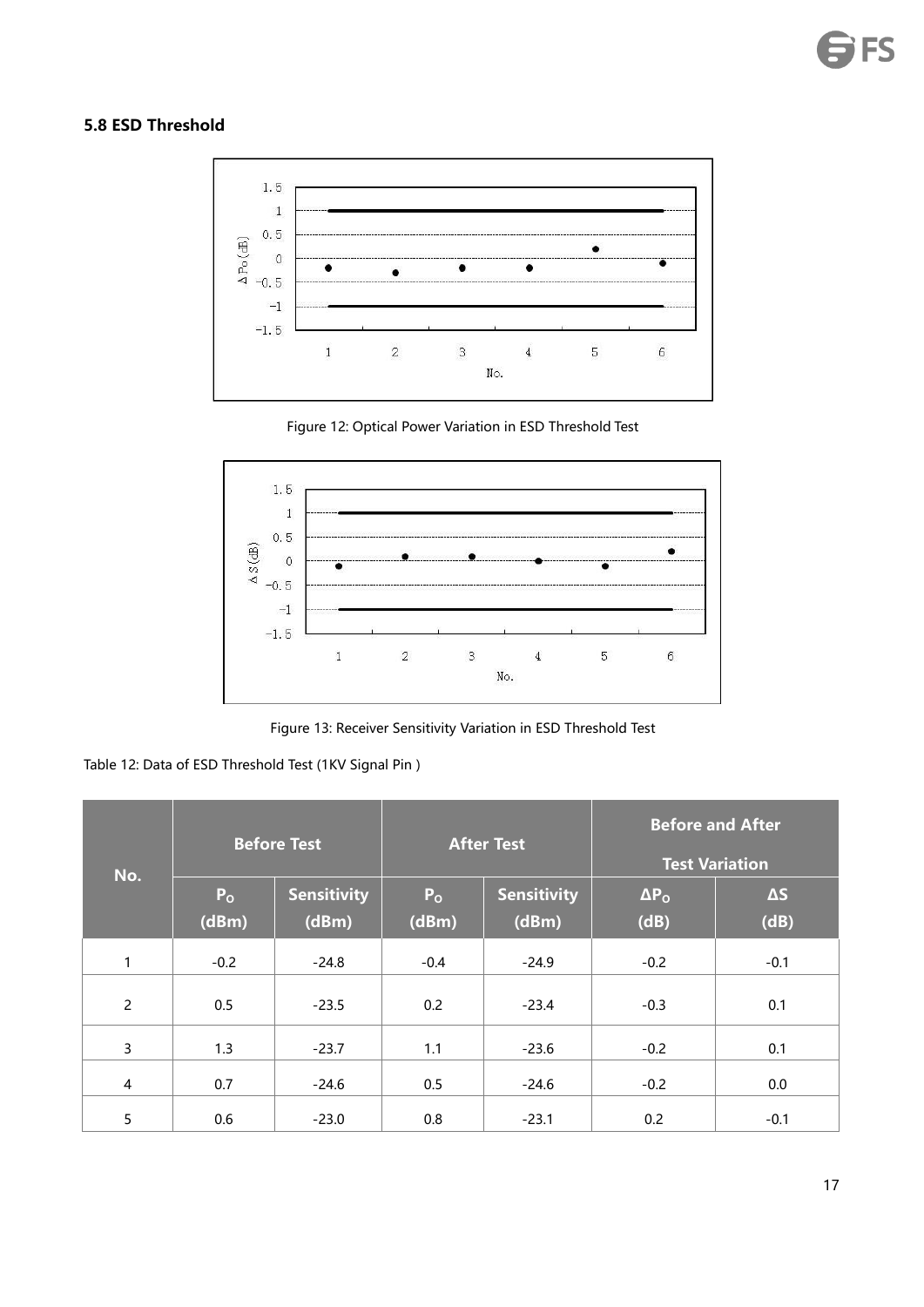### 5.8 ESD Threshold

Figure 12: Optical Power Variation in ESD Threshold Test

Figure 13: Receiver Sensitivity Variation in ESD Threshold Test

Table 12: Data of ESD Threshold Test (1KV Signal Pin )

| No. | Before Test | | After Test | | Before and After Test Variation | |
|---|---|---|---|---|---|---|
| | $P_O$ (dBm) | Sensitivity (dBm) | $P_O$ (dBm) | Sensitivity (dBm) | $\Delta P_O$ (dB) | $\Delta S$ (dB) |
| 1 | -0.2 | -24.8 | -0.4 | -24.9 | -0.2 | -0.1 |
| 2 | 0.5 | -23.5 | 0.2 | -23.4 | -0.3 | 0.1 |
| 3 | 1.3 | -23.7 | 1.1 | -23.6 | -0.2 | 0.1 |
| 4 | 0.7 | -24.6 | 0.5 | -24.6 | -0.2 | 0.0 |
| 5 | 0.6 | -23.0 | 0.8 | -23.1 | 0.2 | -0.1 |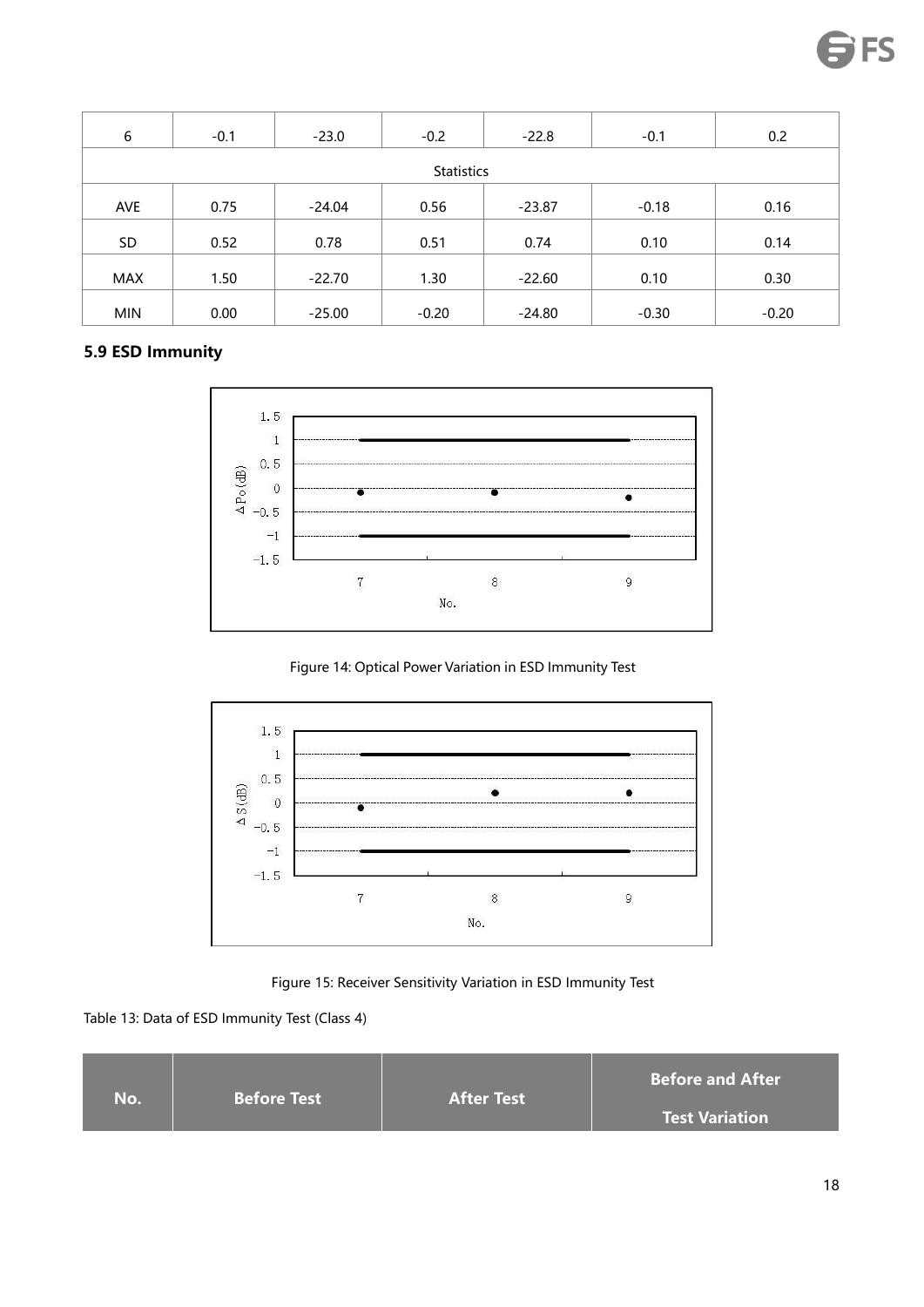| 6 | -0.1 | -23.0 | -0.2 | -22.8 | -0.1 | 0.2 |
|---|---|---|---|---|---|---|
| Statistics | | | | | | |
| AVE | 0.75 | -24.04 | 0.56 | -23.87 | -0.18 | 0.16 |
| SD | 0.52 | 0.78 | 0.51 | 0.74 | 0.10 | 0.14 |
| MAX | 1.50 | -22.70 | 1.30 | -22.60 | 0.10 | 0.30 |
| MIN | 0.00 | -25.00 | -0.20 | -24.80 | -0.30 | -0.20 |

### 5.9 ESD Immunity

Figure 14: Optical Power Variation in ESD Immunity Test

Figure 15: Receiver Sensitivity Variation in ESD Immunity Test

Table 13: Data of ESD Immunity Test (Class 4)

| No. | Before Test | After Test | Before and After Test Variation |
|---|---|---|---|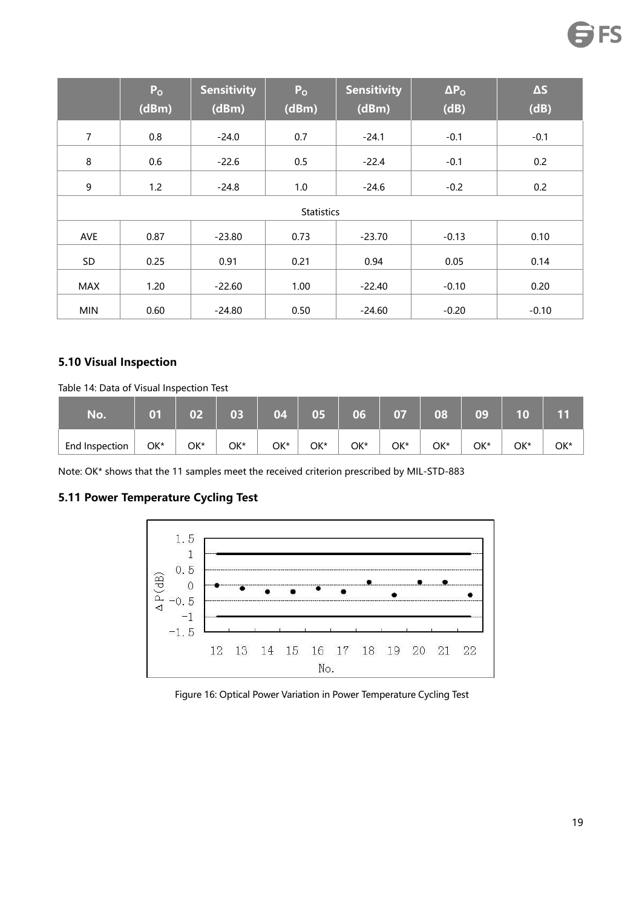| | $P_O$ (dBm) | Sensitivity (dBm) | $P_O$ (dBm) | Sensitivity (dBm) | $\Delta P_O$ (dB) | $\Delta S$ (dB) |
|---|---|---|---|---|---|---|
| 7 | 0.8 | -24.0 | 0.7 | -24.1 | -0.1 | -0.1 |
| 8 | 0.6 | -22.6 | 0.5 | -22.4 | -0.1 | 0.2 |
| 9 | 1.2 | -24.8 | 1.0 | -24.6 | -0.2 | 0.2 |
| Statistics | | | | | | |
| AVE | 0.87 | -23.80 | 0.73 | -23.70 | -0.13 | 0.10 |
| SD | 0.25 | 0.91 | 0.21 | 0.94 | 0.05 | 0.14 |
| MAX | 1.20 | -22.60 | 1.00 | -22.40 | -0.10 | 0.20 |
| MIN | 0.60 | -24.80 | 0.50 | -24.60 | -0.20 | -0.10 |

### 5.10 Visual Inspection

Table 14: Data of Visual Inspection Test

| No. | 01 | 02 | 03 | 04 | 05 | 06 | 07 | 08 | 09 | 10 | 11 |
|---|---|---|---|---|---|---|---|---|---|---|---|
| End Inspection | OK* | OK* | OK* | OK* | OK* | OK* | OK* | OK* | OK* | OK* | OK* |

Note: OK* shows that the 11 samples meet the received criterion prescribed by MIL-STD-883

### 5.11 Power Temperature Cycling Test

Figure 16: Optical Power Variation in Power Temperature Cycling Test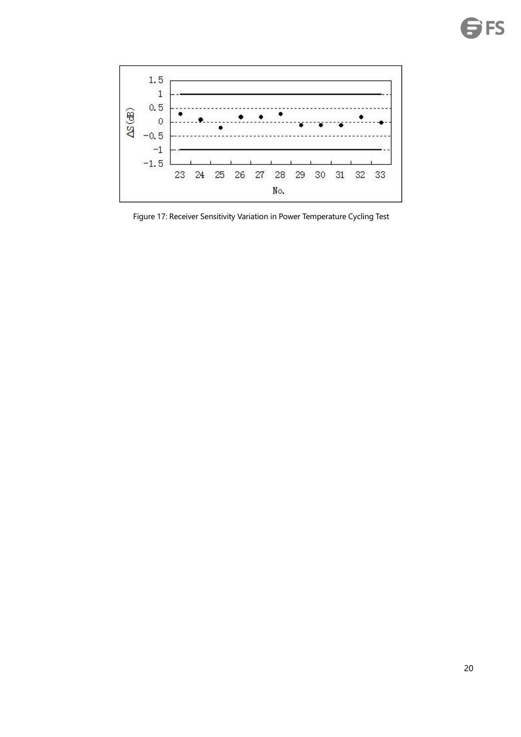Figure 17: Receiver Sensitivity Variation in Power Temperature Cycling Test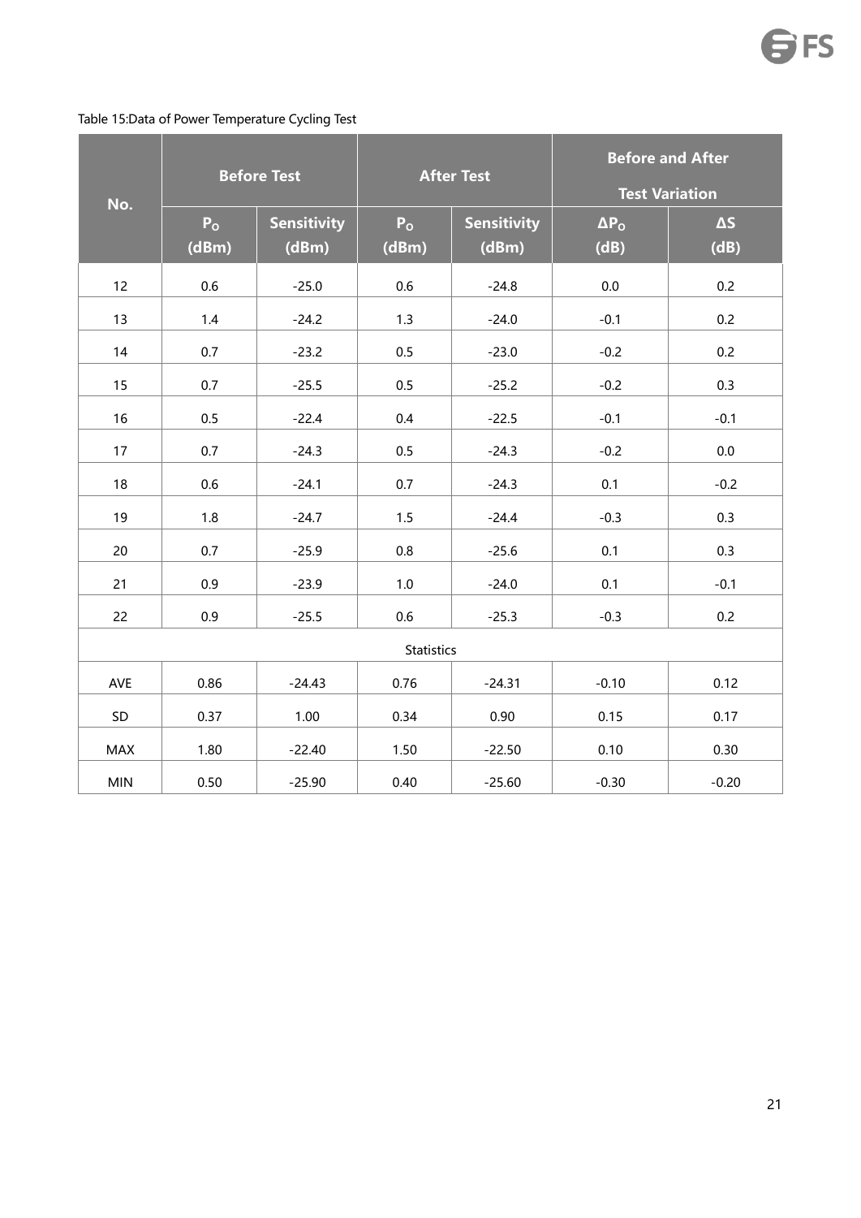Table 15:Data of Power Temperature Cycling Test

| No. | Before Test | | After Test | | Before and After Test Variation | |
|---|---|---|---|---|---|---|
| | $P_O$ (dBm) | Sensitivity (dBm) | $P_O$ (dBm) | Sensitivity (dBm) | $\Delta P_O$ (dB) | $\Delta S$ (dB) |
| 12 | 0.6 | -25.0 | 0.6 | -24.8 | 0.0 | 0.2 |
| 13 | 1.4 | -24.2 | 1.3 | -24.0 | -0.1 | 0.2 |
| 14 | 0.7 | -23.2 | 0.5 | -23.0 | -0.2 | 0.2 |
| 15 | 0.7 | -25.5 | 0.5 | -25.2 | -0.2 | 0.3 |
| 16 | 0.5 | -22.4 | 0.4 | -22.5 | -0.1 | -0.1 |
| 17 | 0.7 | -24.3 | 0.5 | -24.3 | -0.2 | 0.0 |
| 18 | 0.6 | -24.1 | 0.7 | -24.3 | 0.1 | -0.2 |
| 19 | 1.8 | -24.7 | 1.5 | -24.4 | -0.3 | 0.3 |
| 20 | 0.7 | -25.9 | 0.8 | -25.6 | 0.1 | 0.3 |
| 21 | 0.9 | -23.9 | 1.0 | -24.0 | 0.1 | -0.1 |
| 22 | 0.9 | -25.5 | 0.6 | -25.3 | -0.3 | 0.2 |
| Statistics | | | | | | |
| AVE | 0.86 | -24.43 | 0.76 | -24.31 | -0.10 | 0.12 |
| SD | 0.37 | 1.00 | 0.34 | 0.90 | 0.15 | 0.17 |
| MAX | 1.80 | -22.40 | 1.50 | -22.50 | 0.10 | 0.30 |
| MIN | 0.50 | -25.90 | 0.40 | -25.60 | -0.30 | -0.20 |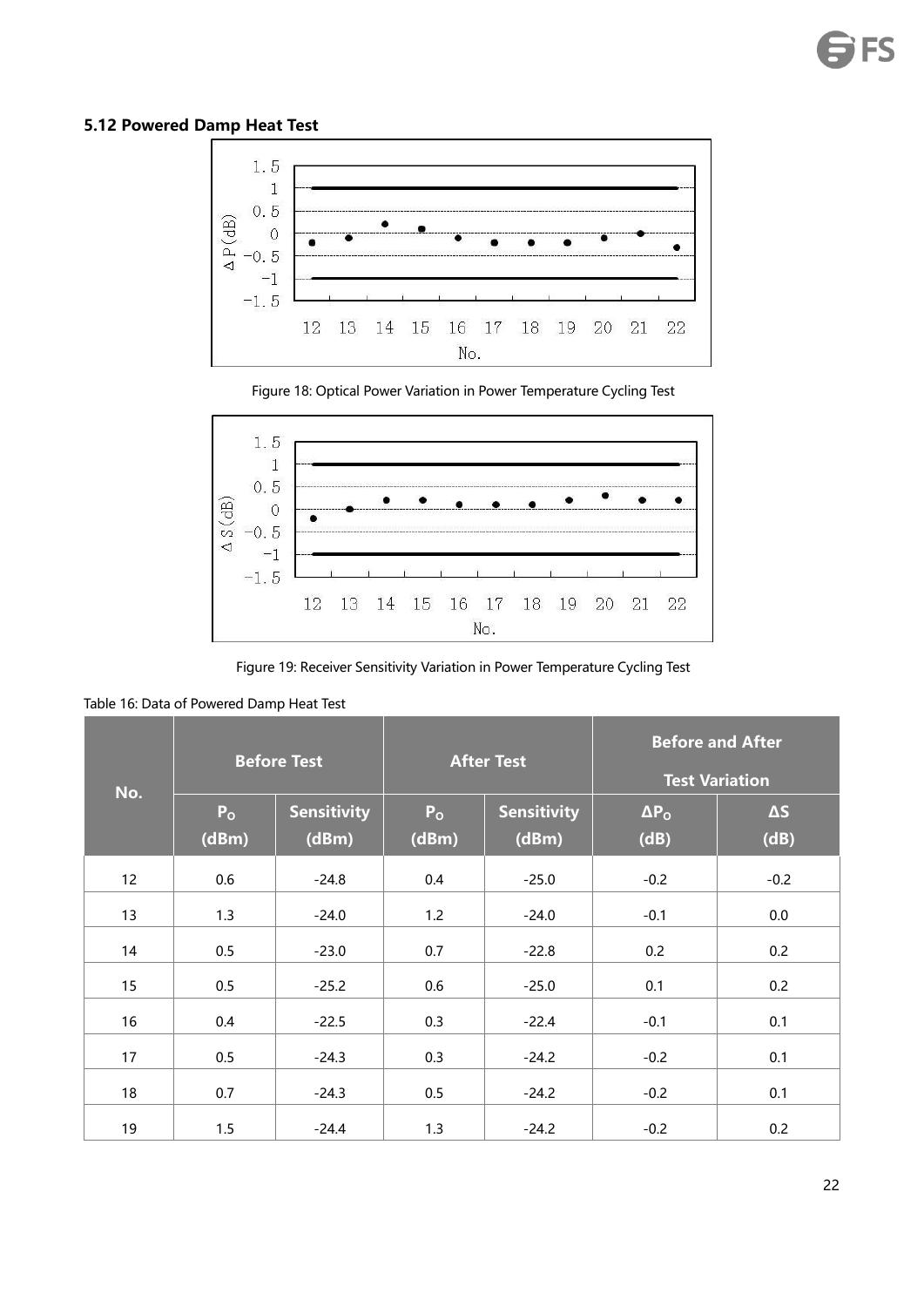## 5.12 Powered Damp Heat Test

Figure 18: Optical Power Variation in Power Temperature Cycling Test

Figure 19: Receiver Sensitivity Variation in Power Temperature Cycling Test

Table 16: Data of Powered Damp Heat Test

| No. | Before Test | | After Test | | Before and After Test Variation | |
|---|---|---|---|---|---|---|
| | $P_O$ (dBm) | Sensitivity (dBm) | $P_O$ (dBm) | Sensitivity (dBm) | $\Delta P_O$ (dB) | $\Delta S$ (dB) |
| 12 | 0.6 | -24.8 | 0.4 | -25.0 | -0.2 | -0.2 |
| 13 | 1.3 | -24.0 | 1.2 | -24.0 | -0.1 | 0.0 |
| 14 | 0.5 | -23.0 | 0.7 | -22.8 | 0.2 | 0.2 |
| 15 | 0.5 | -25.2 | 0.6 | -25.0 | 0.1 | 0.2 |
| 16 | 0.4 | -22.5 | 0.3 | -22.4 | -0.1 | 0.1 |
| 17 | 0.5 | -24.3 | 0.3 | -24.2 | -0.2 | 0.1 |
| 18 | 0.7 | -24.3 | 0.5 | -24.2 | -0.2 | 0.1 |
| 19 | 1.5 | -24.4 | 1.3 | -24.2 | -0.2 | 0.2 |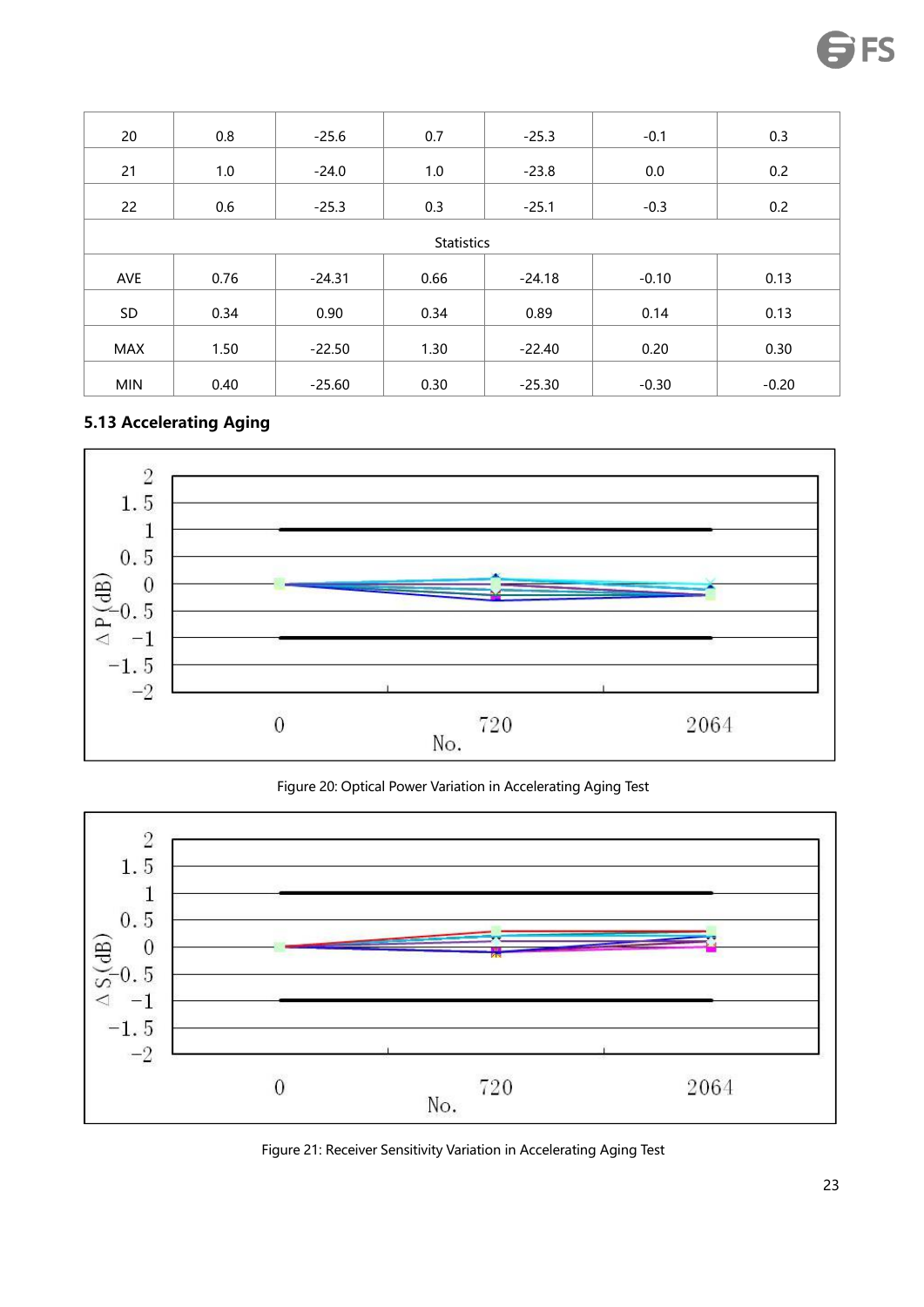| 20 | 0.8 | -25.6 | 0.7 | -25.3 | -0.1 | 0.3 |
|---|---|---|---|---|---|---|
| 21 | 1.0 | -24.0 | 1.0 | -23.8 | 0.0 | 0.2 |
| 22 | 0.6 | -25.3 | 0.3 | -25.1 | -0.3 | 0.2 |
| Statistics | | | | | | |
| AVE | 0.76 | -24.31 | 0.66 | -24.18 | -0.10 | 0.13 |
| SD | 0.34 | 0.90 | 0.34 | 0.89 | 0.14 | 0.13 |
| MAX | 1.50 | -22.50 | 1.30 | -22.40 | 0.20 | 0.30 |
| MIN | 0.40 | -25.60 | 0.30 | -25.30 | -0.30 | -0.20 |

### 5.13 Accelerating Aging

Figure 20: Optical Power Variation in Accelerating Aging Test

Figure 21: Receiver Sensitivity Variation in Accelerating Aging Test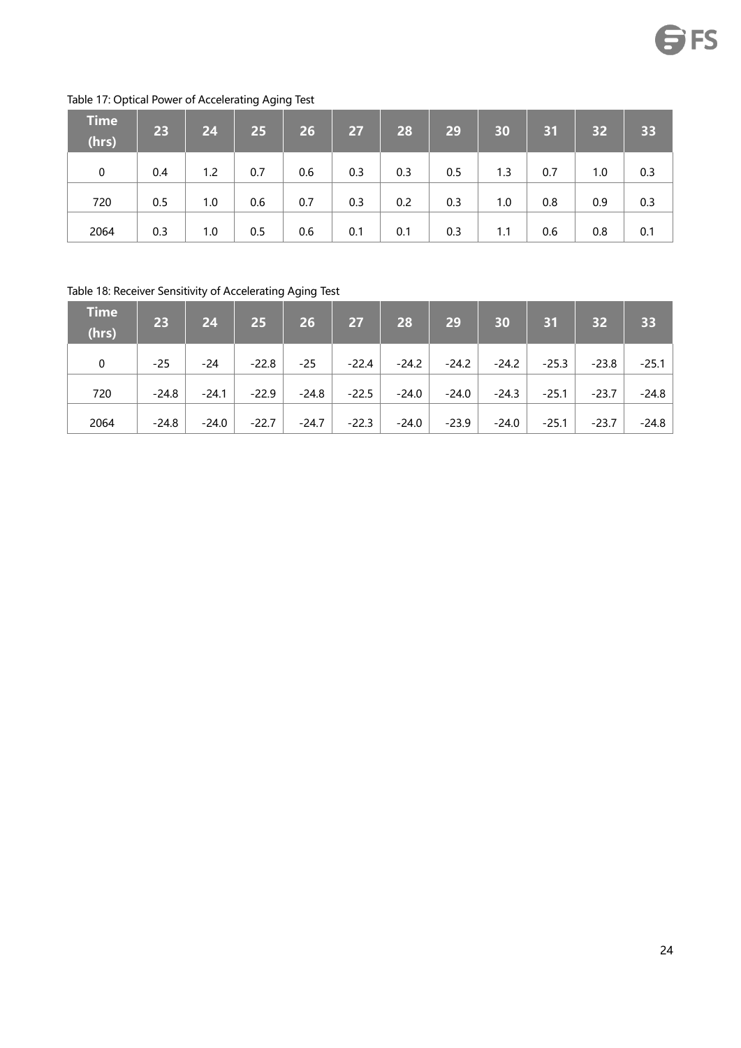Table 17: Optical Power of Accelerating Aging Test

| Time (hrs) | 23 | 24 | 25 | 26 | 27 | 28 | 29 | 30 | 31 | 32 | 33 |
|---|---|---|---|---|---|---|---|---|---|---|---|
| 0 | 0.4 | 1.2 | 0.7 | 0.6 | 0.3 | 0.3 | 0.5 | 1.3 | 0.7 | 1.0 | 0.3 |
| 720 | 0.5 | 1.0 | 0.6 | 0.7 | 0.3 | 0.2 | 0.3 | 1.0 | 0.8 | 0.9 | 0.3 |
| 2064 | 0.3 | 1.0 | 0.5 | 0.6 | 0.1 | 0.1 | 0.3 | 1.1 | 0.6 | 0.8 | 0.1 |

Table 18: Receiver Sensitivity of Accelerating Aging Test

| Time (hrs) | 23 | 24 | 25 | 26 | 27 | 28 | 29 | 30 | 31 | 32 | 33 |
|---|---|---|---|---|---|---|---|---|---|---|---|
| 0 | -25 | -24 | -22.8 | -25 | -22.4 | -24.2 | -24.2 | -24.2 | -25.3 | -23.8 | -25.1 |
| 720 | -24.8 | -24.1 | -22.9 | -24.8 | -22.5 | -24.0 | -24.0 | -24.3 | -25.1 | -23.7 | -24.8 |
| 2064 | -24.8 | -24.0 | -22.7 | -24.7 | -22.3 | -24.0 | -23.9 | -24.0 | -25.1 | -23.7 | -24.8 |